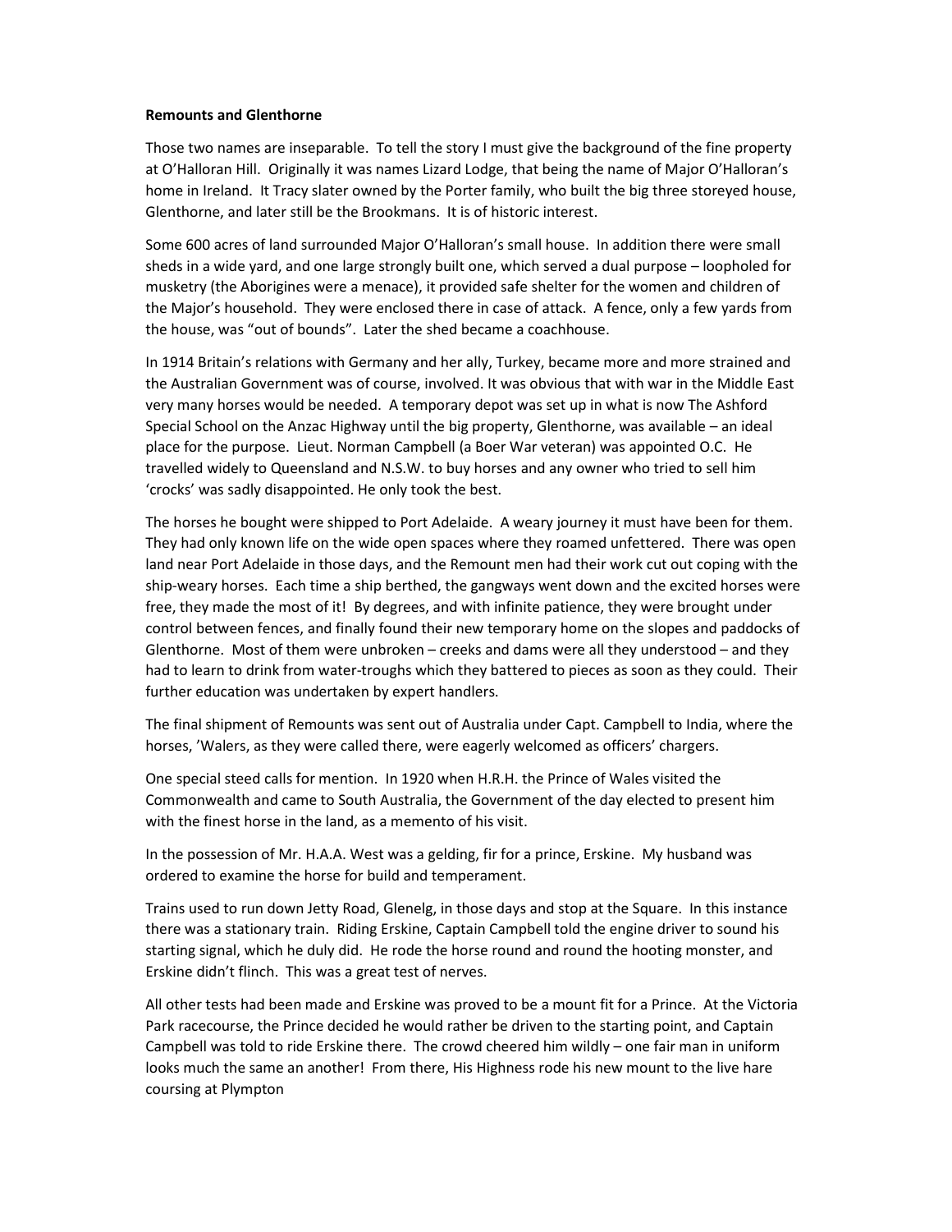**Remounts and Glenthorne**

Those two names are inseparable. To tell the story I must give the background of the fine property at O'Halloran Hill. Originally it was names Lizard Lodge, that being the name of Major O'Halloran's home in Ireland. It Tracy slater owned by the Porter family, who built the big three storeyed house, Glenthorne, and later still be the Brookmans. It is of historic interest.

Some 600 acres of land surrounded Major O'Halloran's small house. In addition there were small sheds in a wide yard, and one large strongly built one, which served a dual purpose – loopholed for musketry (the Aborigines were a menace), it provided safe shelter for the women and children of the Major's household. They were enclosed there in case of attack. A fence, only a few yards from the house, was "out of bounds". Later the shed became a coachhouse.

In 1914 Britain's relations with Germany and her ally, Turkey, became more and more strained and the Australian Government was of course, involved. It was obvious that with war in the Middle East very many horses would be needed. A temporary depot was set up in what is now The Ashford Special School on the Anzac Highway until the big property, Glenthorne, was available – an ideal place for the purpose. Lieut. Norman Campbell (a Boer War veteran) was appointed O.C. He travelled widely to Queensland and N.S.W. to buy horses and any owner who tried to sell him 'crocks' was sadly disappointed. He only took the best.

The horses he bought were shipped to Port Adelaide. A weary journey it must have been for them. They had only known life on the wide open spaces where they roamed unfettered. There was open land near Port Adelaide in those days, and the Remount men had their work cut out coping with the ship-weary horses. Each time a ship berthed, the gangways went down and the excited horses were free, they made the most of it! By degrees, and with infinite patience, they were brought under control between fences, and finally found their new temporary home on the slopes and paddocks of Glenthorne. Most of them were unbroken – creeks and dams were all they understood – and they had to learn to drink from water-troughs which they battered to pieces as soon as they could. Their further education was undertaken by expert handlers.

The final shipment of Remounts was sent out of Australia under Capt. Campbell to India, where the horses, 'Walers, as they were called there, were eagerly welcomed as officers' chargers.

One special steed calls for mention. In 1920 when H.R.H. the Prince of Wales visited the Commonwealth and came to South Australia, the Government of the day elected to present him with the finest horse in the land, as a memento of his visit.

In the possession of Mr. H.A.A. West was a gelding, fir for a prince, Erskine. My husband was ordered to examine the horse for build and temperament.

Trains used to run down Jetty Road, Glenelg, in those days and stop at the Square. In this instance there was a stationary train. Riding Erskine, Captain Campbell told the engine driver to sound his starting signal, which he duly did. He rode the horse round and round the hooting monster, and Erskine didn't flinch. This was a great test of nerves.

All other tests had been made and Erskine was proved to be a mount fit for a Prince. At the Victoria Park racecourse, the Prince decided he would rather be driven to the starting point, and Captain Campbell was told to ride Erskine there. The crowd cheered him wildly – one fair man in uniform looks much the same an another! From there, His Highness rode his new mount to the live hare coursing at Plympton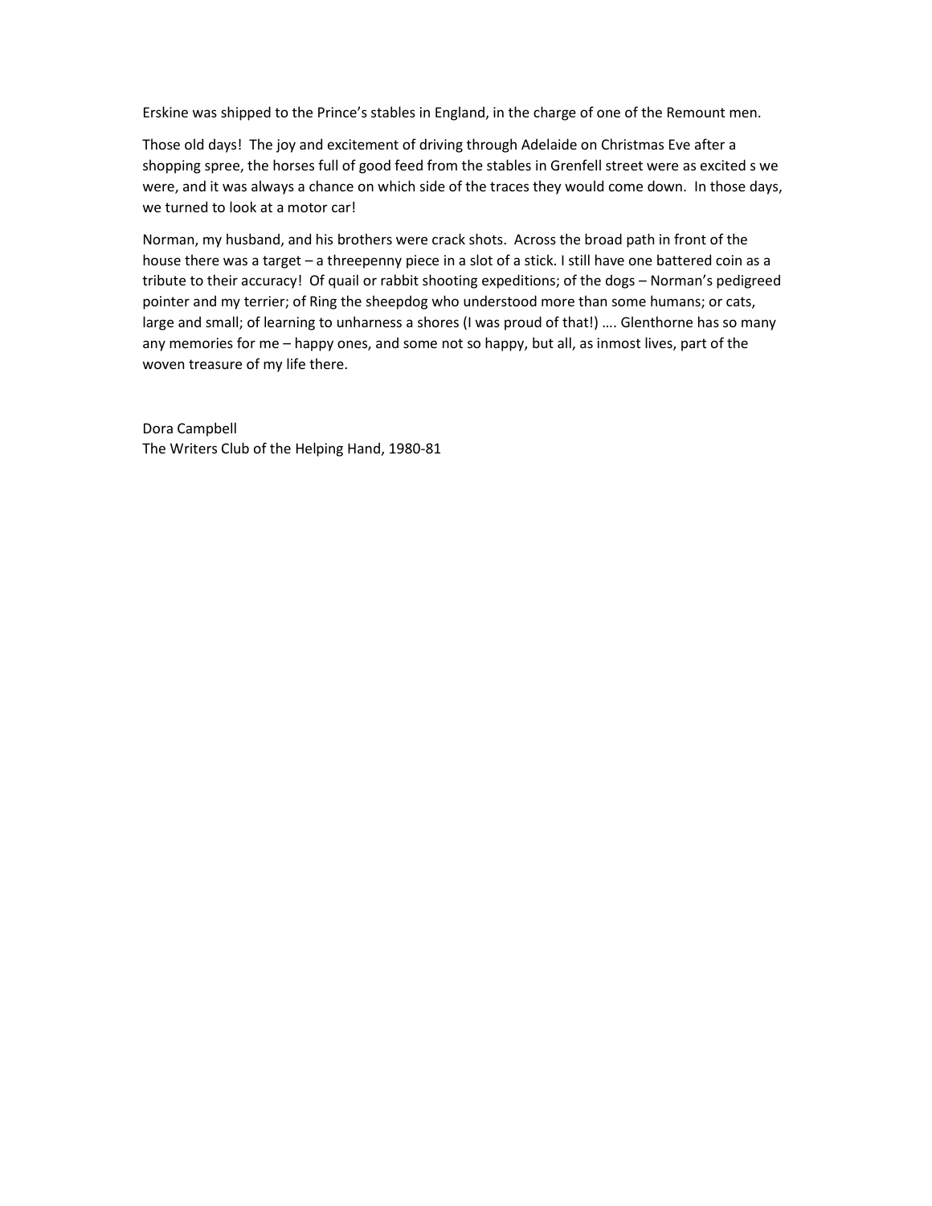Erskine was shipped to the Prince's stables in England, in the charge of one of the Remount men.

Those old days! The joy and excitement of driving through Adelaide on Christmas Eve after a shopping spree, the horses full of good feed from the stables in Grenfell street were as excited s we were, and it was always a chance on which side of the traces they would come down. In those days, we turned to look at a motor car!

Norman, my husband, and his brothers were crack shots. Across the broad path in front of the house there was a target – a threepenny piece in a slot of a stick. I still have one battered coin as a tribute to their accuracy! Of quail or rabbit shooting expeditions; of the dogs – Norman's pedigreed pointer and my terrier; of Ring the sheepdog who understood more than some humans; or cats, large and small; of learning to unharness a shores (I was proud of that!) …. Glenthorne has so many any memories for me – happy ones, and some not so happy, but all, as inmost lives, part of the woven treasure of my life there.

Dora Campbell
The Writers Club of the Helping Hand, 1980-81